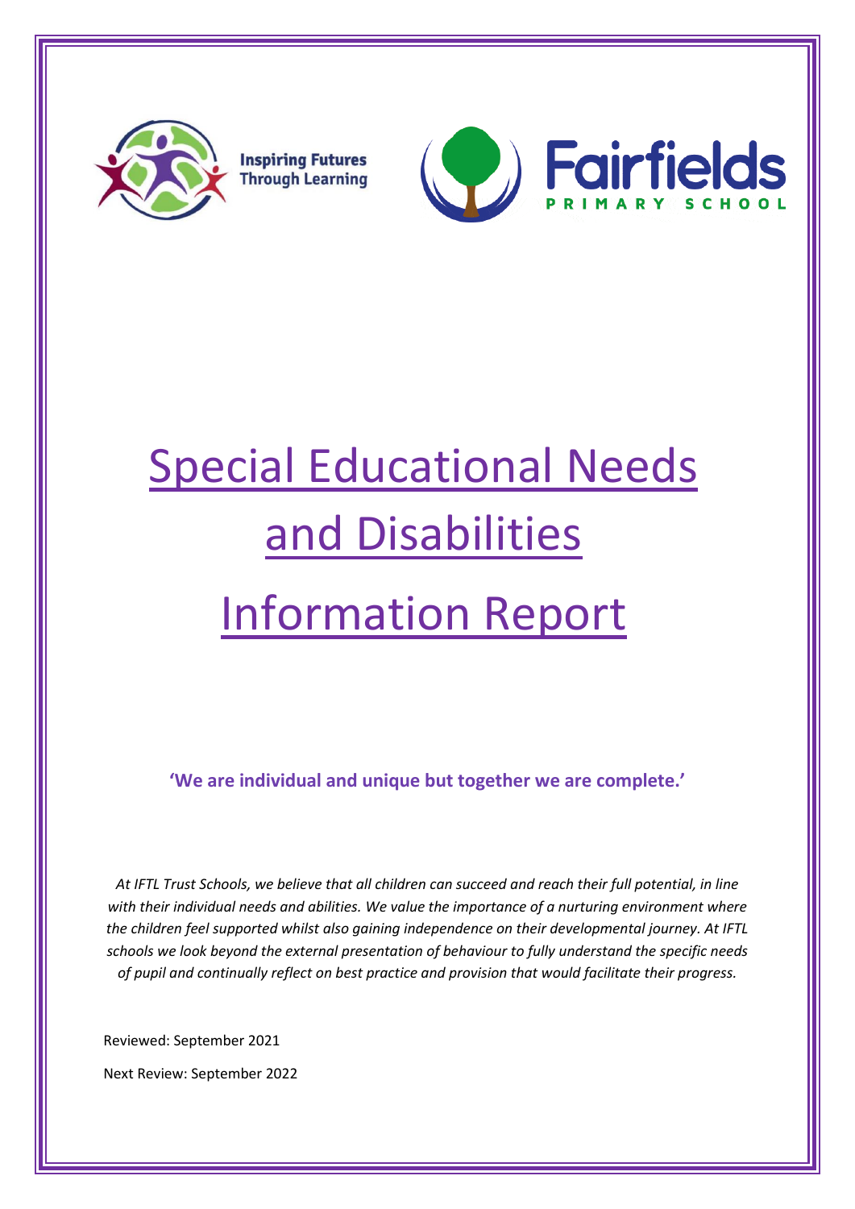Inspiring Futures Through Learning

Fairfields PRIMARY SCHOOL

# Special Educational Needs and Disabilities Information Report

**'We are individual and unique but together we are complete.'**

*At IFTL Trust Schools, we believe that all children can succeed and reach their full potential, in line with their individual needs and abilities. We value the importance of a nurturing environment where the children feel supported whilst also gaining independence on their developmental journey. At IFTL schools we look beyond the external presentation of behaviour to fully understand the specific needs of pupil and continually reflect on best practice and provision that would facilitate their progress.*

Reviewed: September 2021

Next Review: September 2022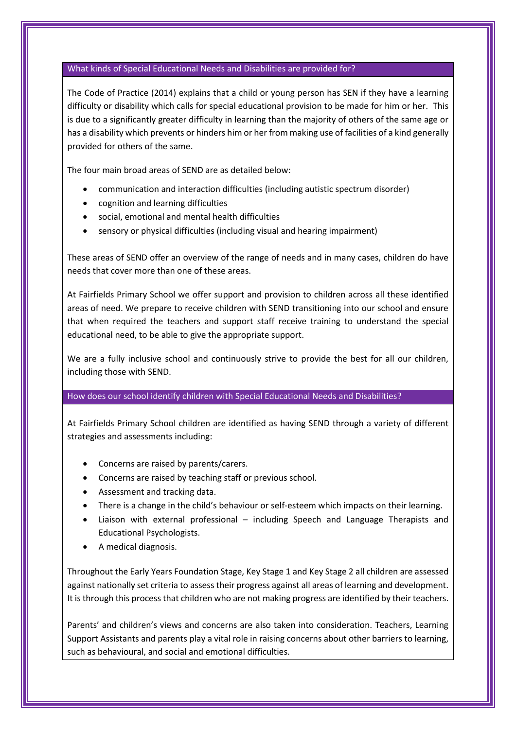## What kinds of Special Educational Needs and Disabilities are provided for?

The Code of Practice (2014) explains that a child or young person has SEN if they have a learning difficulty or disability which calls for special educational provision to be made for him or her. This is due to a significantly greater difficulty in learning than the majority of others of the same age or has a disability which prevents or hinders him or her from making use of facilities of a kind generally provided for others of the same.

The four main broad areas of SEND are as detailed below:

- communication and interaction difficulties (including autistic spectrum disorder)
- cognition and learning difficulties
- social, emotional and mental health difficulties
- sensory or physical difficulties (including visual and hearing impairment)

These areas of SEND offer an overview of the range of needs and in many cases, children do have needs that cover more than one of these areas.

At Fairfields Primary School we offer support and provision to children across all these identified areas of need. We prepare to receive children with SEND transitioning into our school and ensure that when required the teachers and support staff receive training to understand the special educational need, to be able to give the appropriate support.

We are a fully inclusive school and continuously strive to provide the best for all our children, including those with SEND.

## How does our school identify children with Special Educational Needs and Disabilities?

At Fairfields Primary School children are identified as having SEND through a variety of different strategies and assessments including:

- Concerns are raised by parents/carers.
- Concerns are raised by teaching staff or previous school.
- Assessment and tracking data.
- There is a change in the child's behaviour or self-esteem which impacts on their learning.
- Liaison with external professional – including Speech and Language Therapists and Educational Psychologists.
- A medical diagnosis.

Throughout the Early Years Foundation Stage, Key Stage 1 and Key Stage 2 all children are assessed against nationally set criteria to assess their progress against all areas of learning and development. It is through this process that children who are not making progress are identified by their teachers.

Parents' and children's views and concerns are also taken into consideration. Teachers, Learning Support Assistants and parents play a vital role in raising concerns about other barriers to learning, such as behavioural, and social and emotional difficulties.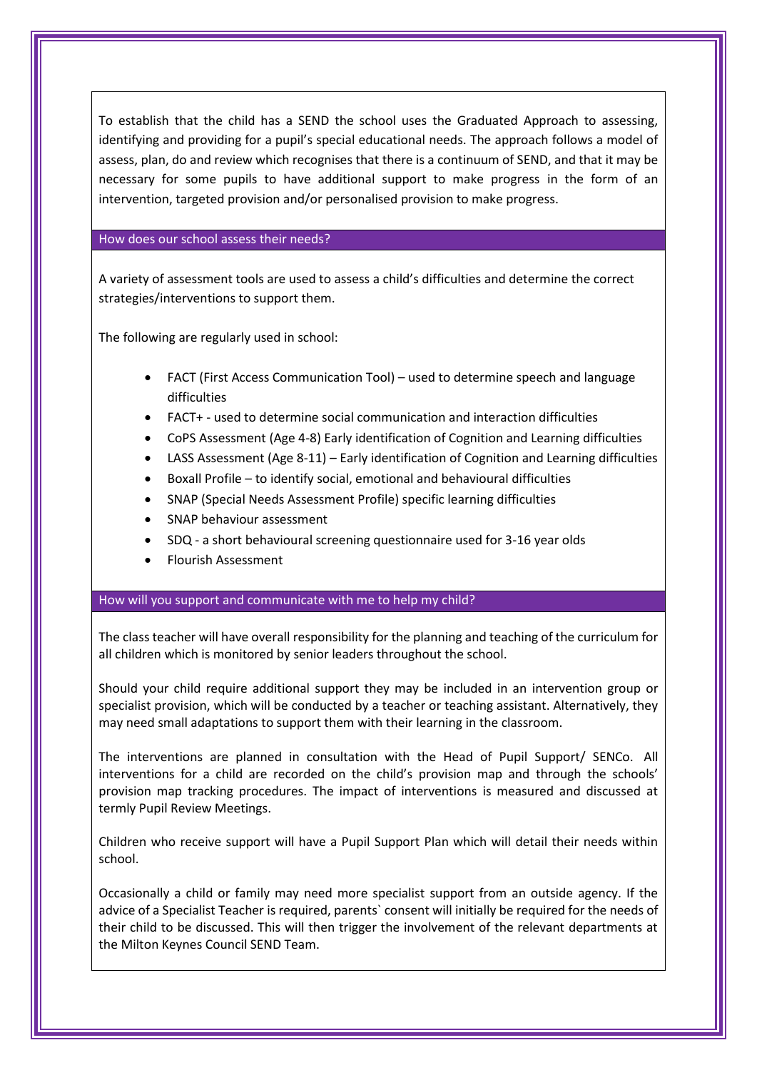To establish that the child has a SEND the school uses the Graduated Approach to assessing, identifying and providing for a pupil's special educational needs. The approach follows a model of assess, plan, do and review which recognises that there is a continuum of SEND, and that it may be necessary for some pupils to have additional support to make progress in the form of an intervention, targeted provision and/or personalised provision to make progress.

## How does our school assess their needs?

A variety of assessment tools are used to assess a child's difficulties and determine the correct strategies/interventions to support them.

The following are regularly used in school:

- FACT (First Access Communication Tool) – used to determine speech and language difficulties
- FACT+ - used to determine social communication and interaction difficulties
- CoPS Assessment (Age 4-8) Early identification of Cognition and Learning difficulties
- LASS Assessment (Age 8-11) – Early identification of Cognition and Learning difficulties
- Boxall Profile – to identify social, emotional and behavioural difficulties
- SNAP (Special Needs Assessment Profile) specific learning difficulties
- SNAP behaviour assessment
- SDQ - a short behavioural screening questionnaire used for 3-16 year olds
- Flourish Assessment

## How will you support and communicate with me to help my child?

The class teacher will have overall responsibility for the planning and teaching of the curriculum for all children which is monitored by senior leaders throughout the school.

Should your child require additional support they may be included in an intervention group or specialist provision, which will be conducted by a teacher or teaching assistant. Alternatively, they may need small adaptations to support them with their learning in the classroom.

The interventions are planned in consultation with the Head of Pupil Support/ SENCo. All interventions for a child are recorded on the child's provision map and through the schools' provision map tracking procedures. The impact of interventions is measured and discussed at termly Pupil Review Meetings.

Children who receive support will have a Pupil Support Plan which will detail their needs within school.

Occasionally a child or family may need more specialist support from an outside agency. If the advice of a Specialist Teacher is required, parents` consent will initially be required for the needs of their child to be discussed. This will then trigger the involvement of the relevant departments at the Milton Keynes Council SEND Team.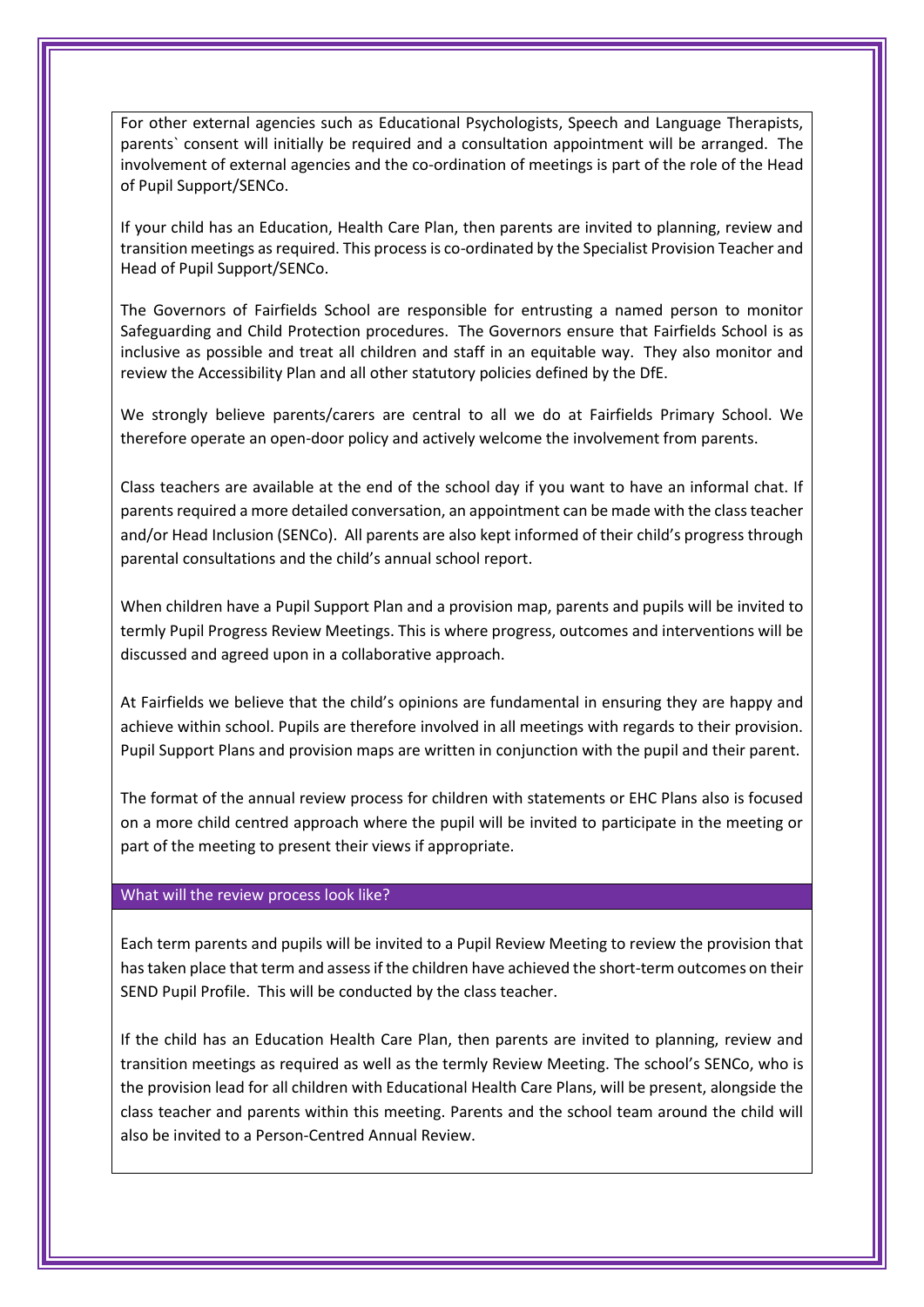For other external agencies such as Educational Psychologists, Speech and Language Therapists, parents` consent will initially be required and a consultation appointment will be arranged. The involvement of external agencies and the co-ordination of meetings is part of the role of the Head of Pupil Support/SENCo.

If your child has an Education, Health Care Plan, then parents are invited to planning, review and transition meetings as required. This process is co-ordinated by the Specialist Provision Teacher and Head of Pupil Support/SENCo.

The Governors of Fairfields School are responsible for entrusting a named person to monitor Safeguarding and Child Protection procedures. The Governors ensure that Fairfields School is as inclusive as possible and treat all children and staff in an equitable way. They also monitor and review the Accessibility Plan and all other statutory policies defined by the DfE.

We strongly believe parents/carers are central to all we do at Fairfields Primary School. We therefore operate an open-door policy and actively welcome the involvement from parents.

Class teachers are available at the end of the school day if you want to have an informal chat. If parents required a more detailed conversation, an appointment can be made with the class teacher and/or Head Inclusion (SENCo). All parents are also kept informed of their child's progress through parental consultations and the child's annual school report.

When children have a Pupil Support Plan and a provision map, parents and pupils will be invited to termly Pupil Progress Review Meetings. This is where progress, outcomes and interventions will be discussed and agreed upon in a collaborative approach.

At Fairfields we believe that the child's opinions are fundamental in ensuring they are happy and achieve within school. Pupils are therefore involved in all meetings with regards to their provision. Pupil Support Plans and provision maps are written in conjunction with the pupil and their parent.

The format of the annual review process for children with statements or EHC Plans also is focused on a more child centred approach where the pupil will be invited to participate in the meeting or part of the meeting to present their views if appropriate.

## What will the review process look like?

Each term parents and pupils will be invited to a Pupil Review Meeting to review the provision that has taken place that term and assess if the children have achieved the short-term outcomes on their SEND Pupil Profile. This will be conducted by the class teacher.

If the child has an Education Health Care Plan, then parents are invited to planning, review and transition meetings as required as well as the termly Review Meeting. The school's SENCo, who is the provision lead for all children with Educational Health Care Plans, will be present, alongside the class teacher and parents within this meeting. Parents and the school team around the child will also be invited to a Person-Centred Annual Review.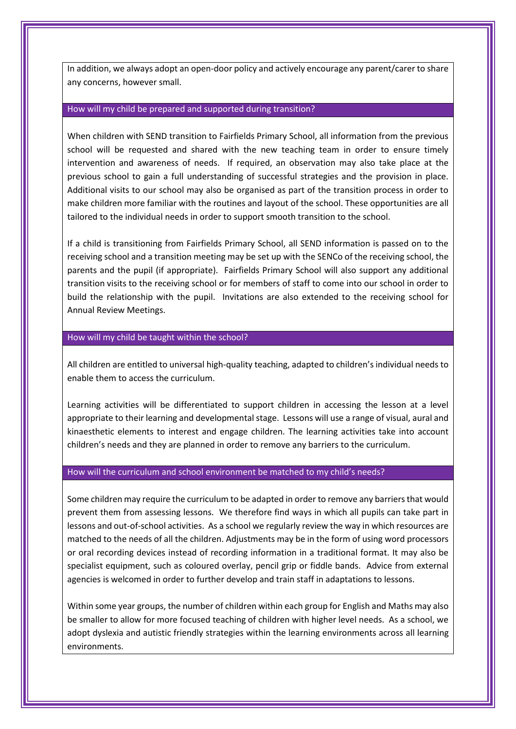In addition, we always adopt an open-door policy and actively encourage any parent/carer to share any concerns, however small.

## How will my child be prepared and supported during transition?

When children with SEND transition to Fairfields Primary School, all information from the previous school will be requested and shared with the new teaching team in order to ensure timely intervention and awareness of needs. If required, an observation may also take place at the previous school to gain a full understanding of successful strategies and the provision in place. Additional visits to our school may also be organised as part of the transition process in order to make children more familiar with the routines and layout of the school. These opportunities are all tailored to the individual needs in order to support smooth transition to the school.

If a child is transitioning from Fairfields Primary School, all SEND information is passed on to the receiving school and a transition meeting may be set up with the SENCo of the receiving school, the parents and the pupil (if appropriate). Fairfields Primary School will also support any additional transition visits to the receiving school or for members of staff to come into our school in order to build the relationship with the pupil. Invitations are also extended to the receiving school for Annual Review Meetings.

## How will my child be taught within the school?

All children are entitled to universal high-quality teaching, adapted to children's individual needs to enable them to access the curriculum.

Learning activities will be differentiated to support children in accessing the lesson at a level appropriate to their learning and developmental stage. Lessons will use a range of visual, aural and kinaesthetic elements to interest and engage children. The learning activities take into account children's needs and they are planned in order to remove any barriers to the curriculum.

## How will the curriculum and school environment be matched to my child's needs?

Some children may require the curriculum to be adapted in order to remove any barriers that would prevent them from assessing lessons. We therefore find ways in which all pupils can take part in lessons and out-of-school activities. As a school we regularly review the way in which resources are matched to the needs of all the children. Adjustments may be in the form of using word processors or oral recording devices instead of recording information in a traditional format. It may also be specialist equipment, such as coloured overlay, pencil grip or fiddle bands. Advice from external agencies is welcomed in order to further develop and train staff in adaptations to lessons.

Within some year groups, the number of children within each group for English and Maths may also be smaller to allow for more focused teaching of children with higher level needs. As a school, we adopt dyslexia and autistic friendly strategies within the learning environments across all learning environments.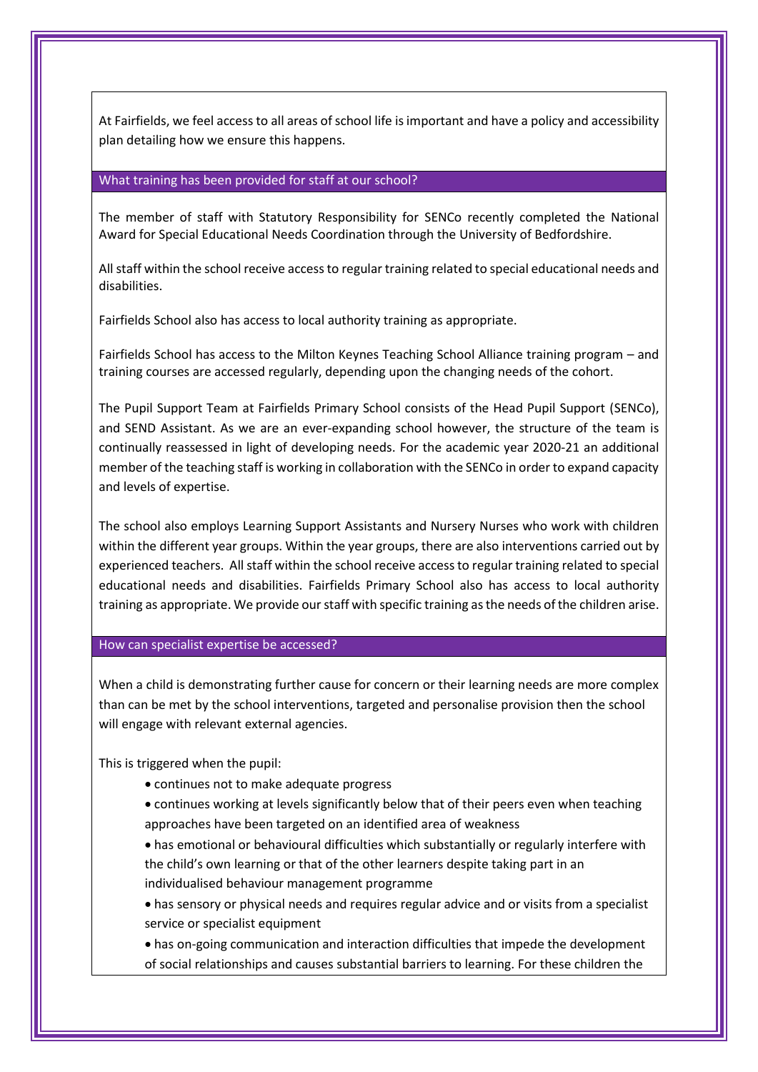At Fairfields, we feel access to all areas of school life is important and have a policy and accessibility plan detailing how we ensure this happens.

## What training has been provided for staff at our school?

The member of staff with Statutory Responsibility for SENCo recently completed the National Award for Special Educational Needs Coordination through the University of Bedfordshire.

All staff within the school receive access to regular training related to special educational needs and disabilities.

Fairfields School also has access to local authority training as appropriate.

Fairfields School has access to the Milton Keynes Teaching School Alliance training program – and training courses are accessed regularly, depending upon the changing needs of the cohort.

The Pupil Support Team at Fairfields Primary School consists of the Head Pupil Support (SENCo), and SEND Assistant. As we are an ever-expanding school however, the structure of the team is continually reassessed in light of developing needs. For the academic year 2020-21 an additional member of the teaching staff is working in collaboration with the SENCo in order to expand capacity and levels of expertise.

The school also employs Learning Support Assistants and Nursery Nurses who work with children within the different year groups. Within the year groups, there are also interventions carried out by experienced teachers. All staff within the school receive access to regular training related to special educational needs and disabilities. Fairfields Primary School also has access to local authority training as appropriate. We provide our staff with specific training as the needs of the children arise.

## How can specialist expertise be accessed?

When a child is demonstrating further cause for concern or their learning needs are more complex than can be met by the school interventions, targeted and personalise provision then the school will engage with relevant external agencies.

This is triggered when the pupil:

- continues not to make adequate progress
- continues working at levels significantly below that of their peers even when teaching approaches have been targeted on an identified area of weakness
- has emotional or behavioural difficulties which substantially or regularly interfere with the child's own learning or that of the other learners despite taking part in an individualised behaviour management programme
- has sensory or physical needs and requires regular advice and or visits from a specialist service or specialist equipment
- has on-going communication and interaction difficulties that impede the development of social relationships and causes substantial barriers to learning. For these children the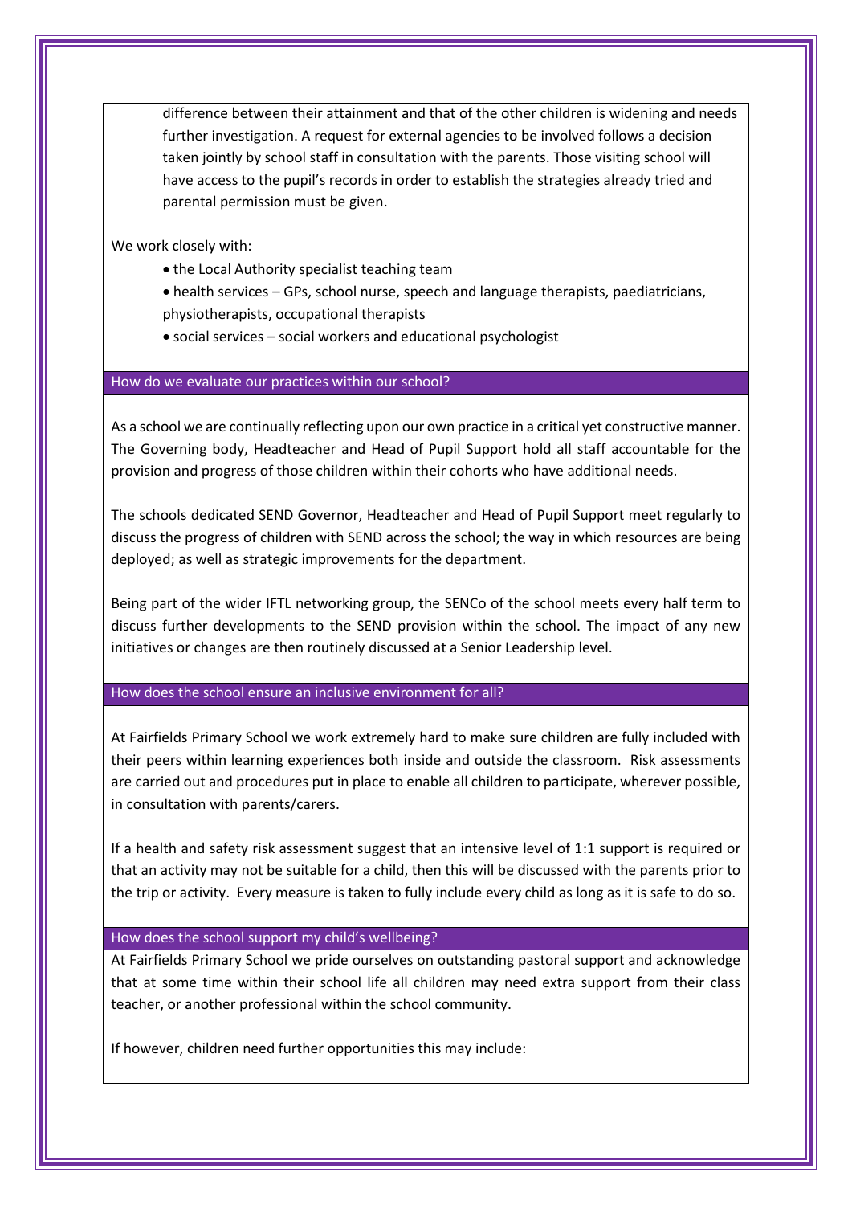difference between their attainment and that of the other children is widening and needs further investigation. A request for external agencies to be involved follows a decision taken jointly by school staff in consultation with the parents. Those visiting school will have access to the pupil's records in order to establish the strategies already tried and parental permission must be given.

We work closely with:

- the Local Authority specialist teaching team
- health services – GPs, school nurse, speech and language therapists, paediatricians, physiotherapists, occupational therapists
- social services – social workers and educational psychologist

## How do we evaluate our practices within our school?

As a school we are continually reflecting upon our own practice in a critical yet constructive manner. The Governing body, Headteacher and Head of Pupil Support hold all staff accountable for the provision and progress of those children within their cohorts who have additional needs.

The schools dedicated SEND Governor, Headteacher and Head of Pupil Support meet regularly to discuss the progress of children with SEND across the school; the way in which resources are being deployed; as well as strategic improvements for the department.

Being part of the wider IFTL networking group, the SENCo of the school meets every half term to discuss further developments to the SEND provision within the school. The impact of any new initiatives or changes are then routinely discussed at a Senior Leadership level.

## How does the school ensure an inclusive environment for all?

At Fairfields Primary School we work extremely hard to make sure children are fully included with their peers within learning experiences both inside and outside the classroom. Risk assessments are carried out and procedures put in place to enable all children to participate, wherever possible, in consultation with parents/carers.

If a health and safety risk assessment suggest that an intensive level of 1:1 support is required or that an activity may not be suitable for a child, then this will be discussed with the parents prior to the trip or activity. Every measure is taken to fully include every child as long as it is safe to do so.

## How does the school support my child's wellbeing?

At Fairfields Primary School we pride ourselves on outstanding pastoral support and acknowledge that at some time within their school life all children may need extra support from their class teacher, or another professional within the school community.

If however, children need further opportunities this may include: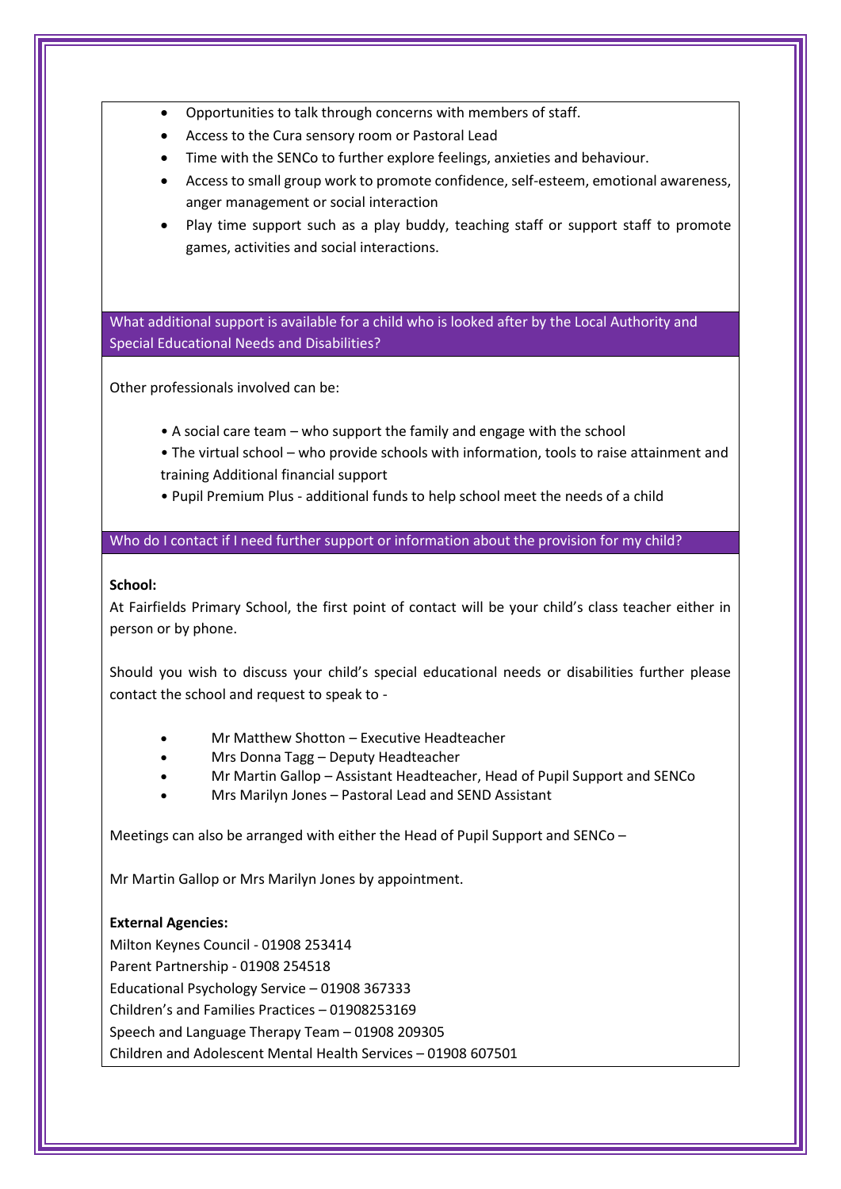- Opportunities to talk through concerns with members of staff.
- Access to the Cura sensory room or Pastoral Lead
- Time with the SENCo to further explore feelings, anxieties and behaviour.
- Access to small group work to promote confidence, self-esteem, emotional awareness, anger management or social interaction
- Play time support such as a play buddy, teaching staff or support staff to promote games, activities and social interactions.

## What additional support is available for a child who is looked after by the Local Authority and Special Educational Needs and Disabilities?

Other professionals involved can be:

- A social care team – who support the family and engage with the school
- The virtual school – who provide schools with information, tools to raise attainment and training Additional financial support
- Pupil Premium Plus - additional funds to help school meet the needs of a child

## Who do I contact if I need further support or information about the provision for my child?

**School:**

At Fairfields Primary School, the first point of contact will be your child's class teacher either in person or by phone.

Should you wish to discuss your child's special educational needs or disabilities further please contact the school and request to speak to -

- Mr Matthew Shotton – Executive Headteacher
- Mrs Donna Tagg – Deputy Headteacher
- Mr Martin Gallop – Assistant Headteacher, Head of Pupil Support and SENCo
- Mrs Marilyn Jones – Pastoral Lead and SEND Assistant

Meetings can also be arranged with either the Head of Pupil Support and SENCo –

Mr Martin Gallop or Mrs Marilyn Jones by appointment.

**External Agencies:**

Milton Keynes Council - 01908 253414
Parent Partnership - 01908 254518
Educational Psychology Service – 01908 367333
Children's and Families Practices – 01908253169
Speech and Language Therapy Team – 01908 209305
Children and Adolescent Mental Health Services – 01908 607501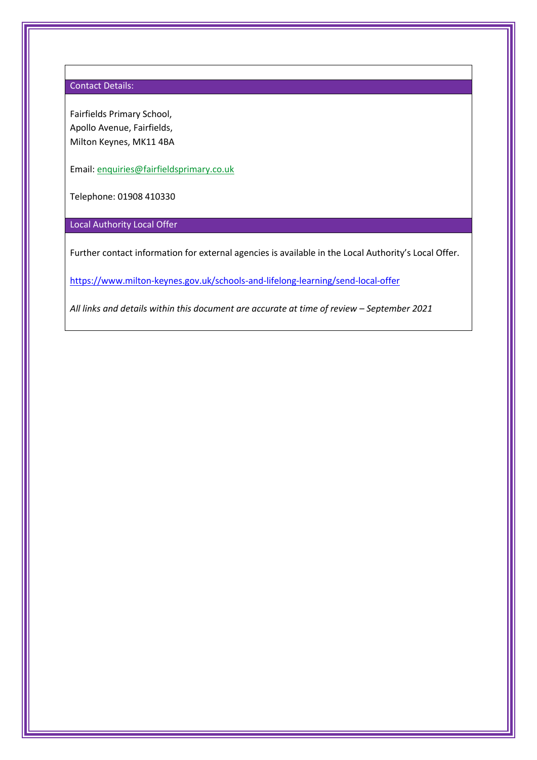## Contact Details:

Fairfields Primary School,
Apollo Avenue, Fairfields,
Milton Keynes, MK11 4BA

Email: enquiries@fairfieldsprimary.co.uk

Telephone: 01908 410330

## Local Authority Local Offer

Further contact information for external agencies is available in the Local Authority's Local Offer.

https://www.milton-keynes.gov.uk/schools-and-lifelong-learning/send-local-offer

*All links and details within this document are accurate at time of review – September 2021*